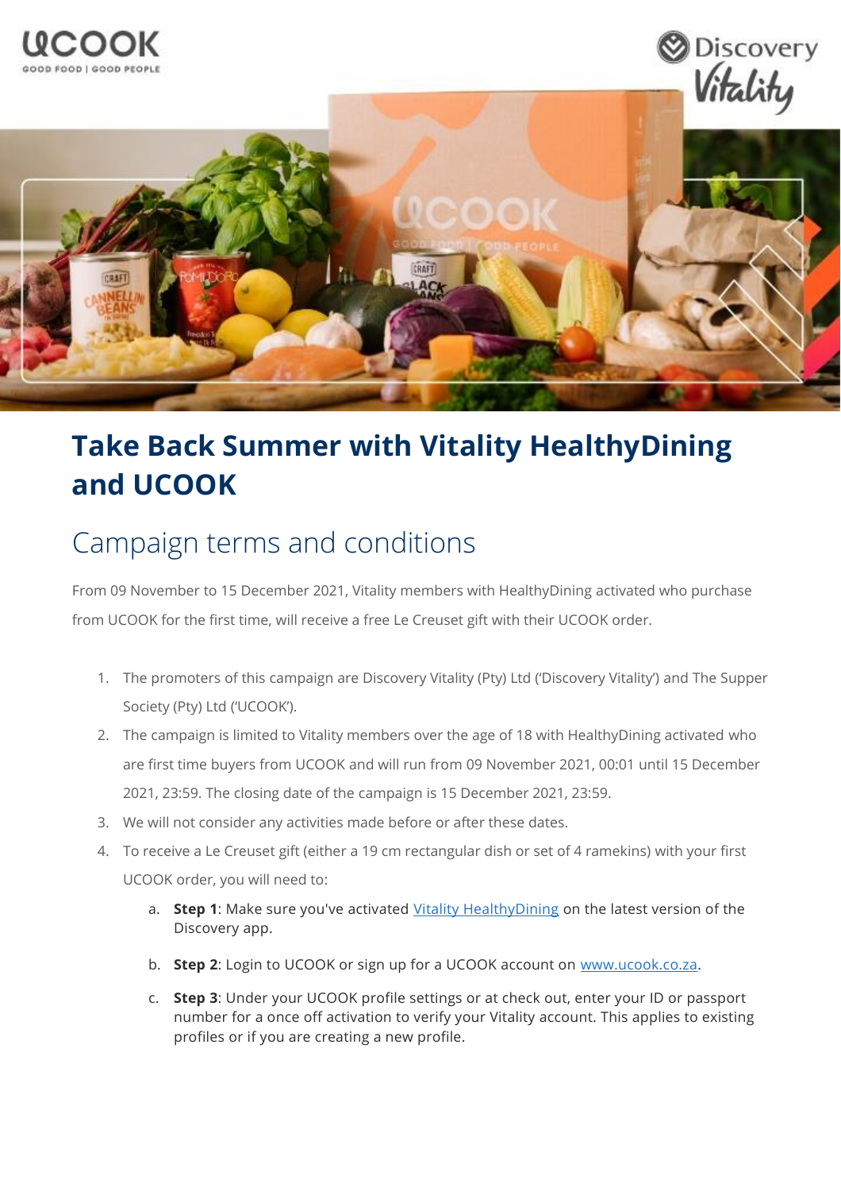# Take Back Summer with Vitality HealthyDining and UCOOK

## Campaign terms and conditions

From 09 November to 15 December 2021, Vitality members with HealthyDining activated who purchase from UCOOK for the first time, will receive a free Le Creuset gift with their UCOOK order.

1. The promoters of this campaign are Discovery Vitality (Pty) Ltd ('Discovery Vitality') and The Supper Society (Pty) Ltd ('UCOOK').
2. The campaign is limited to Vitality members over the age of 18 with HealthyDining activated who are first time buyers from UCOOK and will run from 09 November 2021, 00:01 until 15 December 2021, 23:59. The closing date of the campaign is 15 December 2021, 23:59.
3. We will not consider any activities made before or after these dates.
4. To receive a Le Creuset gift (either a 19 cm rectangular dish or set of 4 ramekins) with your first UCOOK order, you will need to:
   a. **Step 1**: Make sure you've activated Vitality HealthyDining on the latest version of the Discovery app.
   b. **Step 2**: Login to UCOOK or sign up for a UCOOK account on www.ucook.co.za.
   c. **Step 3**: Under your UCOOK profile settings or at check out, enter your ID or passport number for a once off activation to verify your Vitality account. This applies to existing profiles or if you are creating a new profile.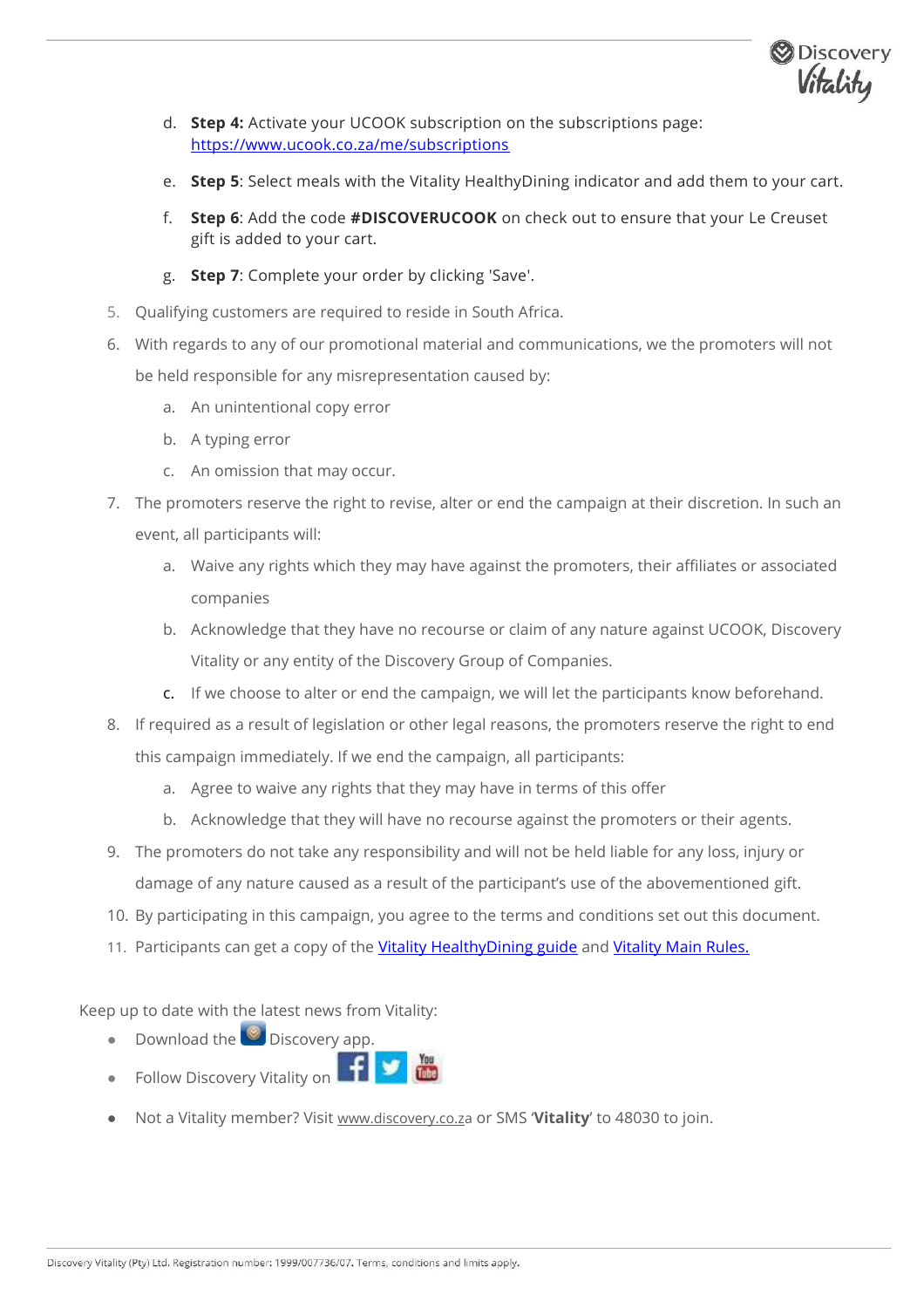- d. **Step 4:** Activate your UCOOK subscription on the subscriptions page: [https://www.ucook.co.za/me/subscriptions](https://www.ucook.co.za/me/subscriptions)
- e. **Step 5**: Select meals with the Vitality HealthyDining indicator and add them to your cart.
- f. **Step 6**: Add the code **#DISCOVERUCOOK** on check out to ensure that your Le Creuset gift is added to your cart.
- g. **Step 7**: Complete your order by clicking 'Save'.

5. Qualifying customers are required to reside in South Africa.
6. With regards to any of our promotional material and communications, we the promoters will not be held responsible for any misrepresentation caused by:
   - a. An unintentional copy error
   - b. A typing error
   - c. An omission that may occur.
7. The promoters reserve the right to revise, alter or end the campaign at their discretion. In such an event, all participants will:
   - a. Waive any rights which they may have against the promoters, their affiliates or associated companies
   - b. Acknowledge that they have no recourse or claim of any nature against UCOOK, Discovery Vitality or any entity of the Discovery Group of Companies.
   - c. If we choose to alter or end the campaign, we will let the participants know beforehand.
8. If required as a result of legislation or other legal reasons, the promoters reserve the right to end this campaign immediately. If we end the campaign, all participants:
   - a. Agree to waive any rights that they may have in terms of this offer
   - b. Acknowledge that they will have no recourse against the promoters or their agents.
9. The promoters do not take any responsibility and will not be held liable for any loss, injury or damage of any nature caused as a result of the participant's use of the abovementioned gift.
10. By participating in this campaign, you agree to the terms and conditions set out this document.
11. Participants can get a copy of the Vitality HealthyDining guide and Vitality Main Rules.

Keep up to date with the latest news from Vitality:

- Download the Discovery app.
- Follow Discovery Vitality on
- Not a Vitality member? Visit www.discovery.co.za or SMS '**Vitality**' to 48030 to join.

Discovery Vitality (Pty) Ltd. Registration number: 1999/007736/07. Terms, conditions and limits apply.